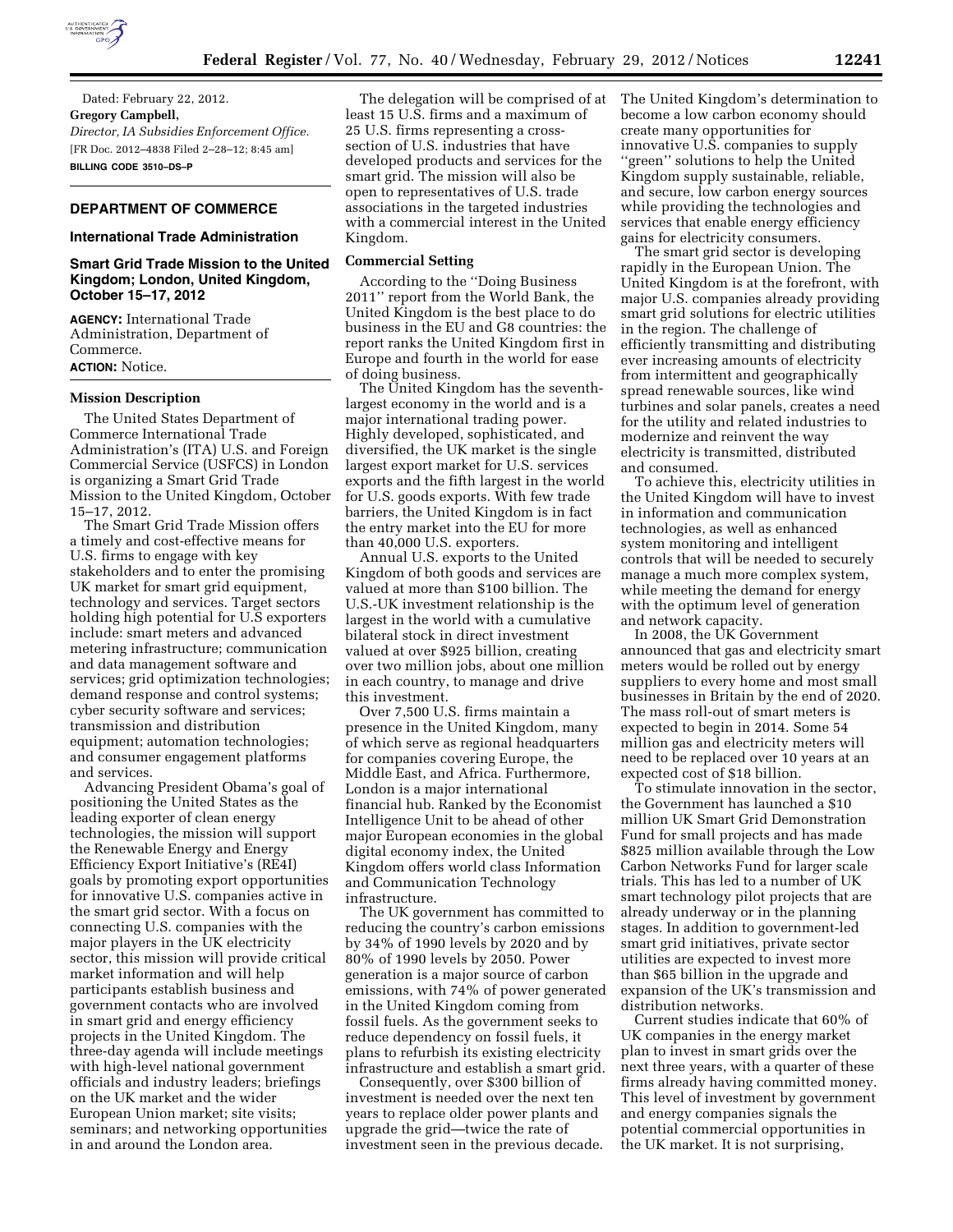Dated: February 22, 2012.

**Gregory Campbell,**

*Director, IA Subsidies Enforcement Office.*

[FR Doc. 2012–4838 Filed 2–28–12; 8:45 am]

**BILLING CODE 3510–DS–P**

## DEPARTMENT OF COMMERCE

### International Trade Administration

### Smart Grid Trade Mission to the United Kingdom; London, United Kingdom, October 15–17, 2012

**AGENCY:** International Trade Administration, Department of Commerce.

**ACTION:** Notice.

#### Mission Description

The United States Department of Commerce International Trade Administration's (ITA) U.S. and Foreign Commercial Service (USFCS) in London is organizing a Smart Grid Trade Mission to the United Kingdom, October 15–17, 2012.

The Smart Grid Trade Mission offers a timely and cost-effective means for U.S. firms to engage with key stakeholders and to enter the promising UK market for smart grid equipment, technology and services. Target sectors holding high potential for U.S exporters include: smart meters and advanced metering infrastructure; communication and data management software and services; grid optimization technologies; demand response and control systems; cyber security software and services; transmission and distribution equipment; automation technologies; and consumer engagement platforms and services.

Advancing President Obama's goal of positioning the United States as the leading exporter of clean energy technologies, the mission will support the Renewable Energy and Energy Efficiency Export Initiative's (RE4I) goals by promoting export opportunities for innovative U.S. companies active in the smart grid sector. With a focus on connecting U.S. companies with the major players in the UK electricity sector, this mission will provide critical market information and will help participants establish business and government contacts who are involved in smart grid and energy efficiency projects in the United Kingdom. The three-day agenda will include meetings with high-level national government officials and industry leaders; briefings on the UK market and the wider European Union market; site visits; seminars; and networking opportunities in and around the London area.

The delegation will be comprised of at least 15 U.S. firms and a maximum of 25 U.S. firms representing a cross-section of U.S. industries that have developed products and services for the smart grid. The mission will also be open to representatives of U.S. trade associations in the targeted industries with a commercial interest in the United Kingdom.

#### Commercial Setting

According to the ''Doing Business 2011'' report from the World Bank, the United Kingdom is the best place to do business in the EU and G8 countries: the report ranks the United Kingdom first in Europe and fourth in the world for ease of doing business.

The United Kingdom has the seventh-largest economy in the world and is a major international trading power. Highly developed, sophisticated, and diversified, the UK market is the single largest export market for U.S. services exports and the fifth largest in the world for U.S. goods exports. With few trade barriers, the United Kingdom is in fact the entry market into the EU for more than 40,000 U.S. exporters.

Annual U.S. exports to the United Kingdom of both goods and services are valued at more than $100 billion. The U.S.-UK investment relationship is the largest in the world with a cumulative bilateral stock in direct investment valued at over $925 billion, creating over two million jobs, about one million in each country, to manage and drive this investment.

Over 7,500 U.S. firms maintain a presence in the United Kingdom, many of which serve as regional headquarters for companies covering Europe, the Middle East, and Africa. Furthermore, London is a major international financial hub. Ranked by the Economist Intelligence Unit to be ahead of other major European economies in the global digital economy index, the United Kingdom offers world class Information and Communication Technology infrastructure.

The UK government has committed to reducing the country's carbon emissions by 34% of 1990 levels by 2020 and by 80% of 1990 levels by 2050. Power generation is a major source of carbon emissions, with 74% of power generated in the United Kingdom coming from fossil fuels. As the government seeks to reduce dependency on fossil fuels, it plans to refurbish its existing electricity infrastructure and establish a smart grid.

Consequently, over $300 billion of investment is needed over the next ten years to replace older power plants and upgrade the grid—twice the rate of investment seen in the previous decade. The United Kingdom's determination to become a low carbon economy should create many opportunities for innovative U.S. companies to supply ''green'' solutions to help the United Kingdom supply sustainable, reliable, and secure, low carbon energy sources while providing the technologies and services that enable energy efficiency gains for electricity consumers.

The smart grid sector is developing rapidly in the European Union. The United Kingdom is at the forefront, with major U.S. companies already providing smart grid solutions for electric utilities in the region. The challenge of efficiently transmitting and distributing ever increasing amounts of electricity from intermittent and geographically spread renewable sources, like wind turbines and solar panels, creates a need for the utility and related industries to modernize and reinvent the way electricity is transmitted, distributed and consumed.

To achieve this, electricity utilities in the United Kingdom will have to invest in information and communication technologies, as well as enhanced system monitoring and intelligent controls that will be needed to securely manage a much more complex system, while meeting the demand for energy with the optimum level of generation and network capacity.

In 2008, the UK Government announced that gas and electricity smart meters would be rolled out by energy suppliers to every home and most small businesses in Britain by the end of 2020. The mass roll-out of smart meters is expected to begin in 2014. Some 54 million gas and electricity meters will need to be replaced over 10 years at an expected cost of $18 billion.

To stimulate innovation in the sector, the Government has launched a $10 million UK Smart Grid Demonstration Fund for small projects and has made $825 million available through the Low Carbon Networks Fund for larger scale trials. This has led to a number of UK smart technology pilot projects that are already underway or in the planning stages. In addition to government-led smart grid initiatives, private sector utilities are expected to invest more than $65 billion in the upgrade and expansion of the UK's transmission and distribution networks.

Current studies indicate that 60% of UK companies in the energy market plan to invest in smart grids over the next three years, with a quarter of these firms already having committed money. This level of investment by government and energy companies signals the potential commercial opportunities in the UK market. It is not surprising,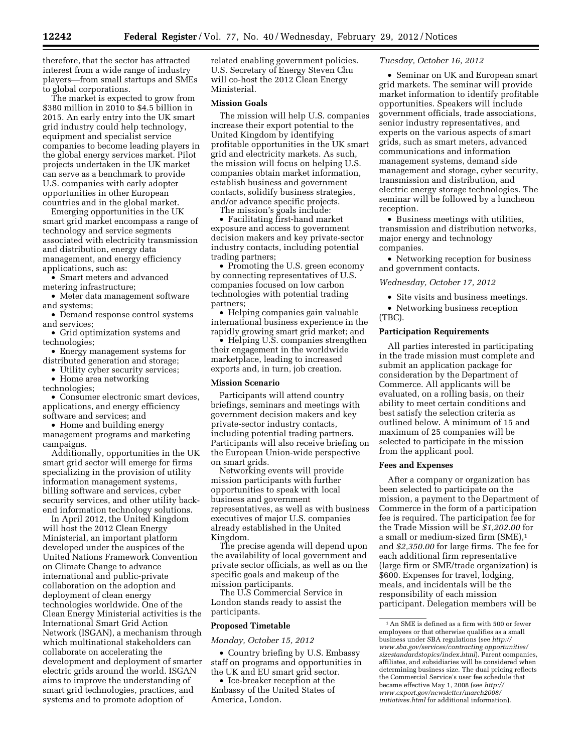therefore, that the sector has attracted interest from a wide range of industry players—from small startups and SMEs to global corporations.

The market is expected to grow from $380 million in 2010 to $4.5 billion in 2015. An early entry into the UK smart grid industry could help technology, equipment and specialist service companies to become leading players in the global energy services market. Pilot projects undertaken in the UK market can serve as a benchmark to provide U.S. companies with early adopter opportunities in other European countries and in the global market.

Emerging opportunities in the UK smart grid market encompass a range of technology and service segments associated with electricity transmission and distribution, energy data management, and energy efficiency applications, such as:

- Smart meters and advanced metering infrastructure;
- Meter data management software and systems;
- Demand response control systems and services;
- Grid optimization systems and technologies;
- Energy management systems for distributed generation and storage;
- Utility cyber security services;
- Home area networking technologies;
- Consumer electronic smart devices, applications, and energy efficiency software and services; and
- Home and building energy management programs and marketing campaigns.

Additionally, opportunities in the UK smart grid sector will emerge for firms specializing in the provision of utility information management systems, billing software and services, cyber security services, and other utility back-end information technology solutions.

In April 2012, the United Kingdom will host the 2012 Clean Energy Ministerial, an important platform developed under the auspices of the United Nations Framework Convention on Climate Change to advance international and public-private collaboration on the adoption and deployment of clean energy technologies worldwide. One of the Clean Energy Ministerial activities is the International Smart Grid Action Network (ISGAN), a mechanism through which multinational stakeholders can collaborate on accelerating the development and deployment of smarter electric grids around the world. ISGAN aims to improve the understanding of smart grid technologies, practices, and systems and to promote adoption of related enabling government policies. U.S. Secretary of Energy Steven Chu will co-host the 2012 Clean Energy Ministerial.

**Mission Goals**

The mission will help U.S. companies increase their export potential to the United Kingdom by identifying profitable opportunities in the UK smart grid and electricity markets. As such, the mission will focus on helping U.S. companies obtain market information, establish business and government contacts, solidify business strategies, and/or advance specific projects.

The mission's goals include:

- Facilitating first-hand market exposure and access to government decision makers and key private-sector industry contacts, including potential trading partners;
- Promoting the U.S. green economy by connecting representatives of U.S. companies focused on low carbon technologies with potential trading partners;
- Helping companies gain valuable international business experience in the rapidly growing smart grid market; and
- Helping U.S. companies strengthen their engagement in the worldwide marketplace, leading to increased exports and, in turn, job creation.

**Mission Scenario**

Participants will attend country briefings, seminars and meetings with government decision makers and key private-sector industry contacts, including potential trading partners. Participants will also receive briefing on the European Union-wide perspective on smart grids.

Networking events will provide mission participants with further opportunities to speak with local business and government representatives, as well as with business executives of major U.S. companies already established in the United Kingdom.

The precise agenda will depend upon the availability of local government and private sector officials, as well as on the specific goals and makeup of the mission participants.

The U.S Commercial Service in London stands ready to assist the participants.

**Proposed Timetable**

*Monday, October 15, 2012*

- Country briefing by U.S. Embassy staff on programs and opportunities in the UK and EU smart grid sector.
- Ice-breaker reception at the Embassy of the United States of America, London.

*Tuesday, October 16, 2012*

- Seminar on UK and European smart grid markets. The seminar will provide market information to identify profitable opportunities. Speakers will include government officials, trade associations, senior industry representatives, and experts on the various aspects of smart grids, such as smart meters, advanced communications and information management systems, demand side management and storage, cyber security, transmission and distribution, and electric energy storage technologies. The seminar will be followed by a luncheon reception.
- Business meetings with utilities, transmission and distribution networks, major energy and technology companies.
- Networking reception for business and government contacts.

*Wednesday, October 17, 2012*

- Site visits and business meetings.
- Networking business reception (TBC).

**Participation Requirements**

All parties interested in participating in the trade mission must complete and submit an application package for consideration by the Department of Commerce. All applicants will be evaluated, on a rolling basis, on their ability to meet certain conditions and best satisfy the selection criteria as outlined below. A minimum of 15 and maximum of 25 companies will be selected to participate in the mission from the applicant pool.

**Fees and Expenses**

After a company or organization has been selected to participate on the mission, a payment to the Department of Commerce in the form of a participation fee is required. The participation fee for the Trade Mission will be *$1,202.00* for a small or medium-sized firm (SME),[1] and *$2,350.00* for large firms. The fee for each additional firm representative (large firm or SME/trade organization) is $600. Expenses for travel, lodging, meals, and incidentals will be the responsibility of each mission participant. Delegation members will be

[1] An SME is defined as a firm with 500 or fewer employees or that otherwise qualifies as a small business under SBA regulations (see *http://www.sba.gov/services/contracting opportunities/sizestandardstopics/index.html*). Parent companies, affiliates, and subsidiaries will be considered when determining business size. The dual pricing reflects the Commercial Service's user fee schedule that became effective May 1, 2008 (see *http://www.export.gov/newsletter/march2008/initiatives.html* for additional information).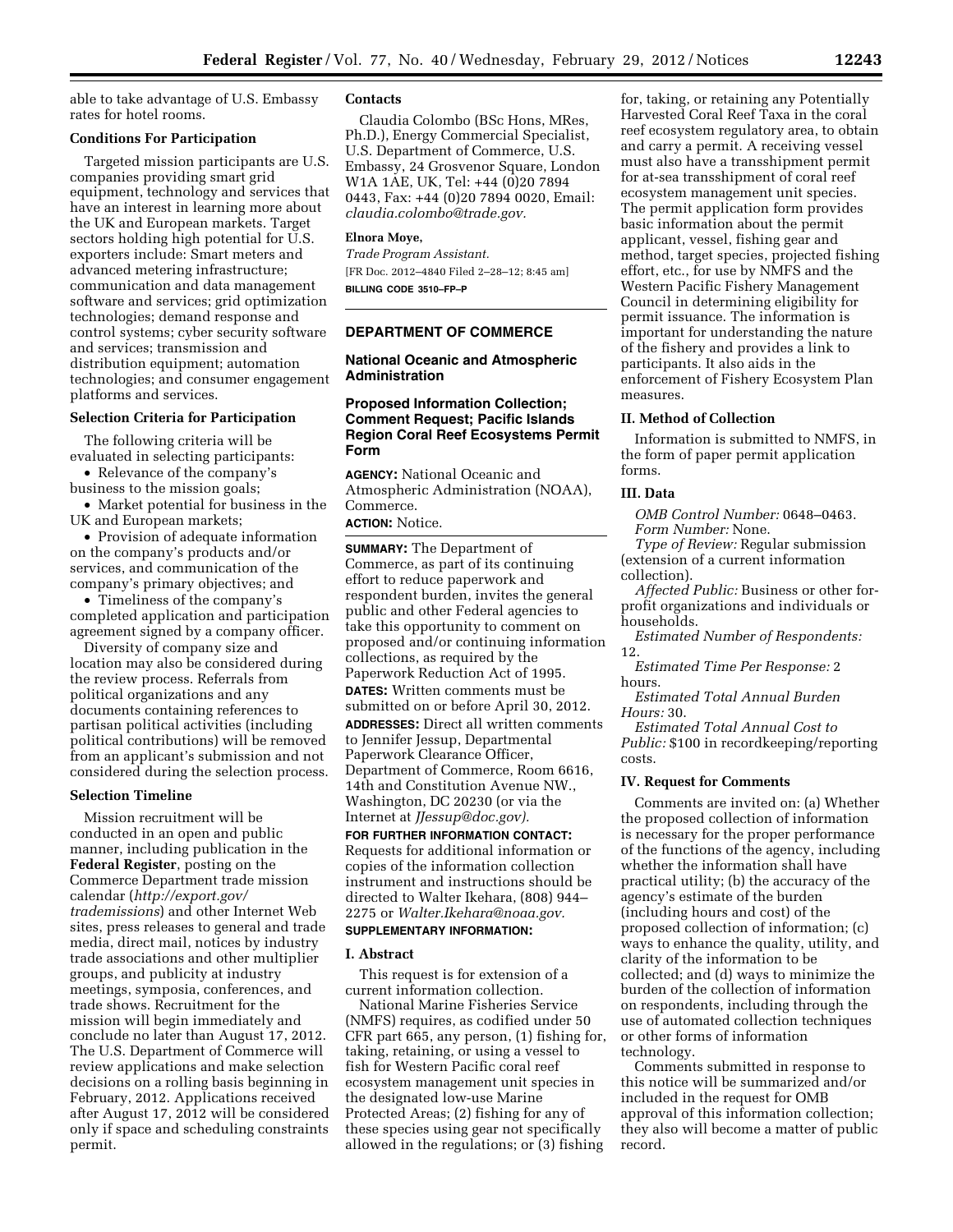able to take advantage of U.S. Embassy rates for hotel rooms.

**Conditions For Participation**

Targeted mission participants are U.S. companies providing smart grid equipment, technology and services that have an interest in learning more about the UK and European markets. Target sectors holding high potential for U.S. exporters include: Smart meters and advanced metering infrastructure; communication and data management software and services; grid optimization technologies; demand response and control systems; cyber security software and services; transmission and distribution equipment; automation technologies; and consumer engagement platforms and services.

**Selection Criteria for Participation**

The following criteria will be evaluated in selecting participants:

- Relevance of the company's business to the mission goals;
- Market potential for business in the UK and European markets;
- Provision of adequate information on the company's products and/or services, and communication of the company's primary objectives; and
- Timeliness of the company's completed application and participation agreement signed by a company officer.

Diversity of company size and location may also be considered during the review process. Referrals from political organizations and any documents containing references to partisan political activities (including political contributions) will be removed from an applicant's submission and not considered during the selection process.

**Selection Timeline**

Mission recruitment will be conducted in an open and public manner, including publication in the **Federal Register**, posting on the Commerce Department trade mission calendar (*http://export.gov/trademissions*) and other Internet Web sites, press releases to general and trade media, direct mail, notices by industry trade associations and other multiplier groups, and publicity at industry meetings, symposia, conferences, and trade shows. Recruitment for the mission will begin immediately and conclude no later than August 17, 2012. The U.S. Department of Commerce will review applications and make selection decisions on a rolling basis beginning in February, 2012. Applications received after August 17, 2012 will be considered only if space and scheduling constraints permit.

**Contacts**

Claudia Colombo (BSc Hons, MRes, Ph.D.), Energy Commercial Specialist, U.S. Department of Commerce, U.S. Embassy, 24 Grosvenor Square, London W1A 1AE, UK, Tel: +44 (0)20 7894 0443, Fax: +44 (0)20 7894 0020, Email: *claudia.colombo@trade.gov.*

**Elnora Moye,**

*Trade Program Assistant.*

[FR Doc. 2012–4840 Filed 2–28–12; 8:45 am]

**BILLING CODE 3510–FP–P**

## DEPARTMENT OF COMMERCE

### National Oceanic and Atmospheric Administration

### Proposed Information Collection; Comment Request; Pacific Islands Region Coral Reef Ecosystems Permit Form

**AGENCY:** National Oceanic and Atmospheric Administration (NOAA), Commerce.

**ACTION:** Notice.

**SUMMARY:** The Department of Commerce, as part of its continuing effort to reduce paperwork and respondent burden, invites the general public and other Federal agencies to take this opportunity to comment on proposed and/or continuing information collections, as required by the Paperwork Reduction Act of 1995.

**DATES:** Written comments must be submitted on or before April 30, 2012.

**ADDRESSES:** Direct all written comments to Jennifer Jessup, Departmental Paperwork Clearance Officer, Department of Commerce, Room 6616, 14th and Constitution Avenue NW., Washington, DC 20230 (or via the Internet at *JJessup@doc.gov).*

**FOR FURTHER INFORMATION CONTACT:** Requests for additional information or copies of the information collection instrument and instructions should be directed to Walter Ikehara, (808) 944–2275 or *Walter.Ikehara@noaa.gov.*

**SUPPLEMENTARY INFORMATION:**

**I. Abstract**

This request is for extension of a current information collection.

National Marine Fisheries Service (NMFS) requires, as codified under 50 CFR part 665, any person, (1) fishing for, taking, retaining, or using a vessel to fish for Western Pacific coral reef ecosystem management unit species in the designated low-use Marine Protected Areas; (2) fishing for any of these species using gear not specifically allowed in the regulations; or (3) fishing for, taking, or retaining any Potentially Harvested Coral Reef Taxa in the coral reef ecosystem regulatory area, to obtain and carry a permit. A receiving vessel must also have a transshipment permit for at-sea transshipment of coral reef ecosystem management unit species. The permit application form provides basic information about the permit applicant, vessel, fishing gear and method, target species, projected fishing effort, etc., for use by NMFS and the Western Pacific Fishery Management Council in determining eligibility for permit issuance. The information is important for understanding the nature of the fishery and provides a link to participants. It also aids in the enforcement of Fishery Ecosystem Plan measures.

**II. Method of Collection**

Information is submitted to NMFS, in the form of paper permit application forms.

**III. Data**

*OMB Control Number:* 0648–0463.

*Form Number:* None.

*Type of Review:* Regular submission (extension of a current information collection).

*Affected Public:* Business or other for-profit organizations and individuals or households.

*Estimated Number of Respondents:* 12.

*Estimated Time Per Response:* 2 hours.

*Estimated Total Annual Burden Hours:* 30.

*Estimated Total Annual Cost to Public:* $100 in recordkeeping/reporting costs.

**IV. Request for Comments**

Comments are invited on: (a) Whether the proposed collection of information is necessary for the proper performance of the functions of the agency, including whether the information shall have practical utility; (b) the accuracy of the agency's estimate of the burden (including hours and cost) of the proposed collection of information; (c) ways to enhance the quality, utility, and clarity of the information to be collected; and (d) ways to minimize the burden of the collection of information on respondents, including through the use of automated collection techniques or other forms of information technology.

Comments submitted in response to this notice will be summarized and/or included in the request for OMB approval of this information collection; they also will become a matter of public record.